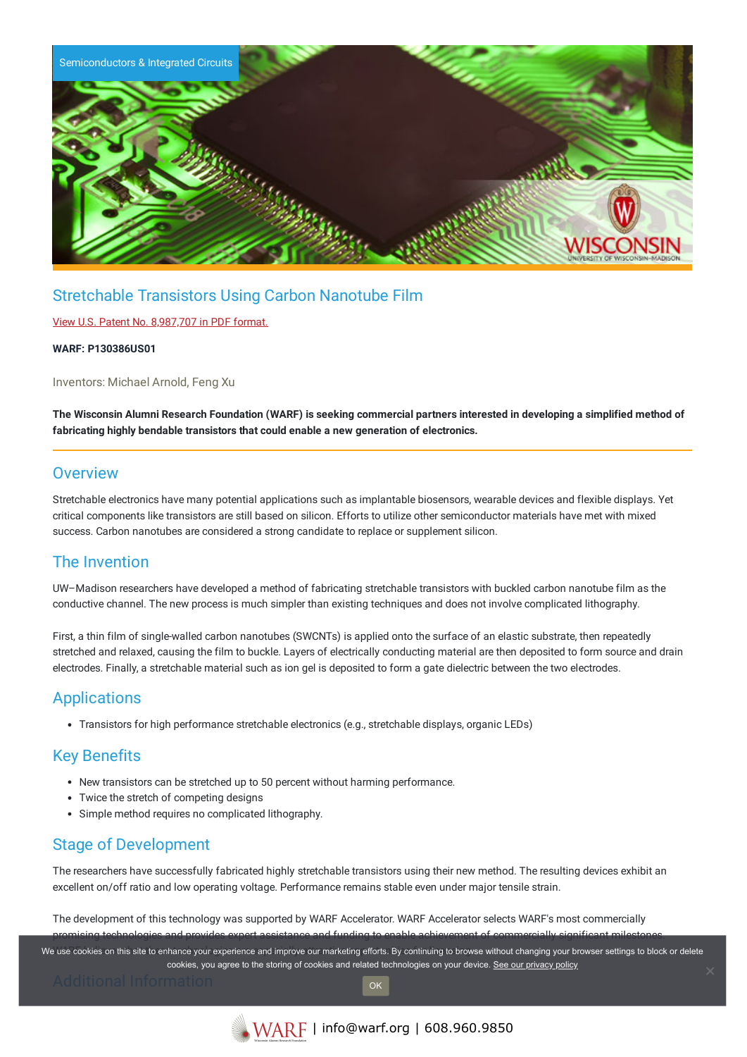Semiconductors & Integrated Circuits

# Stretchable Transistors Using Carbon Nanotube Film

View U.S. Patent No. 8,987,707 in PDF format.

**WARF: P130386US01**

Inventors: Michael Arnold, Feng Xu

**The Wisconsin Alumni Research Foundation (WARF) is seeking commercial partners interested in developing a simplified method of fabricating highly bendable transistors that could enable a new generation of electronics.**

## Overview

Stretchable electronics have many potential applications such as implantable biosensors, wearable devices and flexible displays. Yet critical components like transistors are still based on silicon. Efforts to utilize other semiconductor materials have met with mixed success. Carbon nanotubes are considered a strong candidate to replace or supplement silicon.

## The Invention

UW–Madison researchers have developed a method of fabricating stretchable transistors with buckled carbon nanotube film as the conductive channel. The new process is much simpler than existing techniques and does not involve complicated lithography.

First, a thin film of single-walled carbon nanotubes (SWCNTs) is applied onto the surface of an elastic substrate, then repeatedly stretched and relaxed, causing the film to buckle. Layers of electrically conducting material are then deposited to form source and drain electrodes. Finally, a stretchable material such as ion gel is deposited to form a gate dielectric between the two electrodes.

## Applications

- Transistors for high performance stretchable electronics (e.g., stretchable displays, organic LEDs)

## Key Benefits

- New transistors can be stretched up to 50 percent without harming performance.
- Twice the stretch of competing designs
- Simple method requires no complicated lithography.

## Stage of Development

The researchers have successfully fabricated highly stretchable transistors using their new method. The resulting devices exhibit an excellent on/off ratio and low operating voltage. Performance remains stable even under major tensile strain.

The development of this technology was supported by WARF Accelerator. WARF Accelerator selects WARF's most commercially promising technologies and provides expert assistance and funding to enable achievement of commercially significant milestones.

## Additional Information

We use cookies on this site to enhance your experience and improve our marketing efforts. By continuing to browse without changing your browser settings to block or delete cookies, you agree to the storing of cookies and related technologies on your device. See our privacy policy

OK

WARF | info@warf.org | 608.960.9850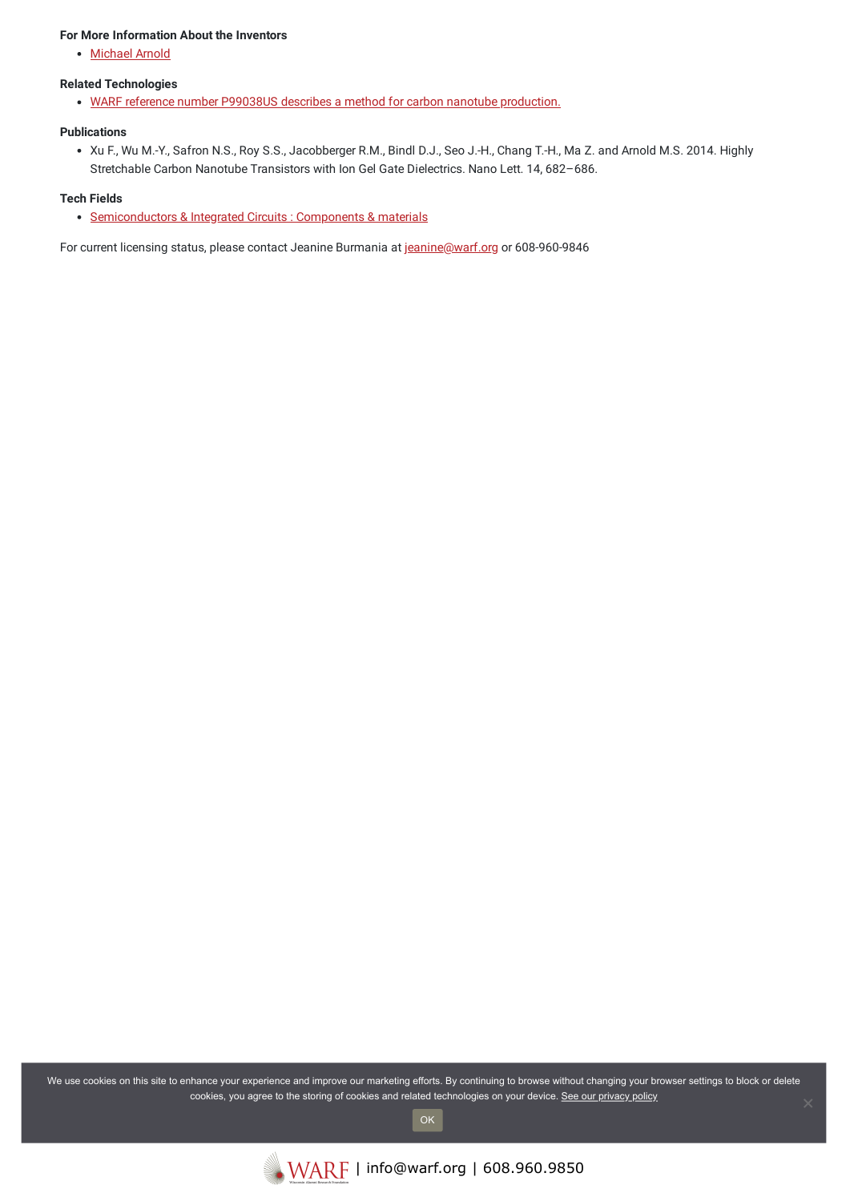**For More Information About the Inventors**

- Michael Arnold

**Related Technologies**

- WARF reference number P99038US describes a method for carbon nanotube production.

**Publications**

- Xu F., Wu M.-Y., Safron N.S., Roy S.S., Jacobberger R.M., Bindl D.J., Seo J.-H., Chang T.-H., Ma Z. and Arnold M.S. 2014. Highly Stretchable Carbon Nanotube Transistors with Ion Gel Gate Dielectrics. Nano Lett. 14, 682–686.

**Tech Fields**

- Semiconductors & Integrated Circuits : Components & materials

For current licensing status, please contact Jeanine Burmania at jeanine@warf.org or 608-960-9846